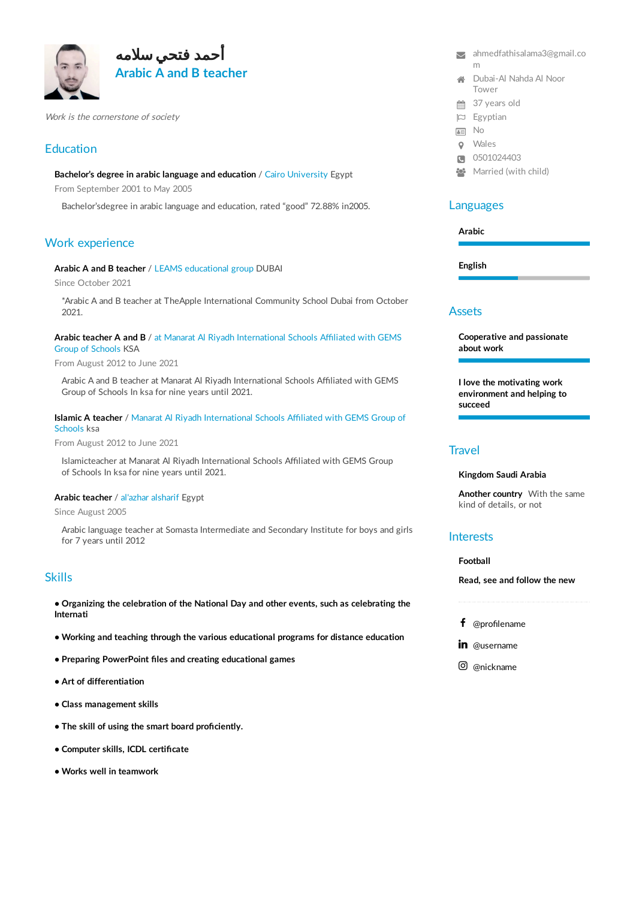# أحمد فتحي سلامه

## Arabic A and B teacher

*Work is the cornerstone of society*

- ahmedfathisalama3@gmail.com
- Dubai-Al Nahda Al Noor Tower
- 37 years old
- Egyptian
- No
- Wales
- 0501024403
- Married (with child)

## Education

**Bachelor's degree in arabic language and education** / Cairo University Egypt

From September 2001 to May 2005

Bachelor'sdegree in arabic language and education, rated "good" 72.88% in2005.

## Work experience

**Arabic A and B teacher** / LEAMS educational group DUBAI

Since October 2021

*Arabic A and B teacher at TheApple International Community School Dubai from October 2021.

**Arabic teacher A and B** / at Manarat Al Riyadh International Schools Affiliated with GEMS Group of Schools KSA

From August 2012 to June 2021

Arabic A and B teacher at Manarat Al Riyadh International Schools Affiliated with GEMS Group of Schools In ksa for nine years until 2021.

**Islamic A teacher** / Manarat Al Riyadh International Schools Affiliated with GEMS Group of Schools ksa

From August 2012 to June 2021

Islamicteacher at Manarat Al Riyadh International Schools Affiliated with GEMS Group of Schools In ksa for nine years until 2021.

**Arabic teacher** / al'azhar alsharif Egypt

Since August 2005

Arabic language teacher at Somasta Intermediate and Secondary Institute for boys and girls for 7 years until 2012

## Skills

- **Organizing the celebration of the National Day and other events, such as celebrating the Internati**
- **Working and teaching through the various educational programs for distance education**
- **Preparing PowerPoint files and creating educational games**
- **Art of differentiation**
- **Class management skills**
- **The skill of using the smart board proficiently.**
- **Computer skills, ICDL certificate**
- **Works well in teamwork**

## Languages

**Arabic**

**English**

## Assets

**Cooperative and passionate about work**

**I love the motivating work environment and helping to succeed**

## Travel

**Kingdom Saudi Arabia**

**Another country** With the same kind of details, or not

## Interests

**Football**

**Read, see and follow the new**

- @profilename
- @username
- @nickname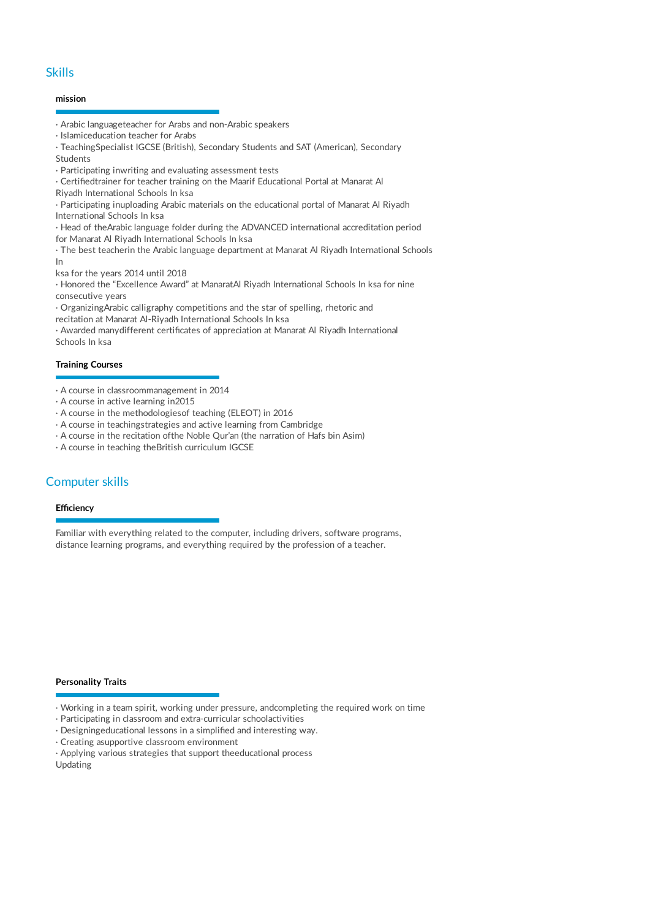## Skills

### mission

- Arabic languageteacher for Arabs and non-Arabic speakers
- Islamiceducation teacher for Arabs
- TeachingSpecialist IGCSE (British), Secondary Students and SAT (American), Secondary Students
- Participating inwriting and evaluating assessment tests
- Certifiedtrainer for teacher training on the Maarif Educational Portal at Manarat Al Riyadh International Schools In ksa
- Participating inuploading Arabic materials on the educational portal of Manarat Al Riyadh International Schools In ksa
- Head of theArabic language folder during the ADVANCED international accreditation period for Manarat Al Riyadh International Schools In ksa
- The best teacherin the Arabic language department at Manarat Al Riyadh International Schools In ksa for the years 2014 until 2018
- Honored the "Excellence Award" at ManaratAl Riyadh International Schools In ksa for nine consecutive years
- OrganizingArabic calligraphy competitions and the star of spelling, rhetoric and recitation at Manarat Al-Riyadh International Schools In ksa
- Awarded manydifferent certificates of appreciation at Manarat Al Riyadh International Schools In ksa

### Training Courses

- A course in classroommanagement in 2014
- A course in active learning in2015
- A course in the methodologiesof teaching (ELEOT) in 2016
- A course in teachingstrategies and active learning from Cambridge
- A course in the recitation ofthe Noble Qur'an (the narration of Hafs bin Asim)
- A course in teaching theBritish curriculum IGCSE

## Computer skills

### Efficiency

Familiar with everything related to the computer, including drivers, software programs, distance learning programs, and everything required by the profession of a teacher.

### Personality Traits

- Working in a team spirit, working under pressure, andcompleting the required work on time
- Participating in classroom and extra-curricular schoolactivities
- Designingeducational lessons in a simplified and interesting way.
- Creating asupportive classroom environment
- Applying various strategies that support theeducational process

Updating